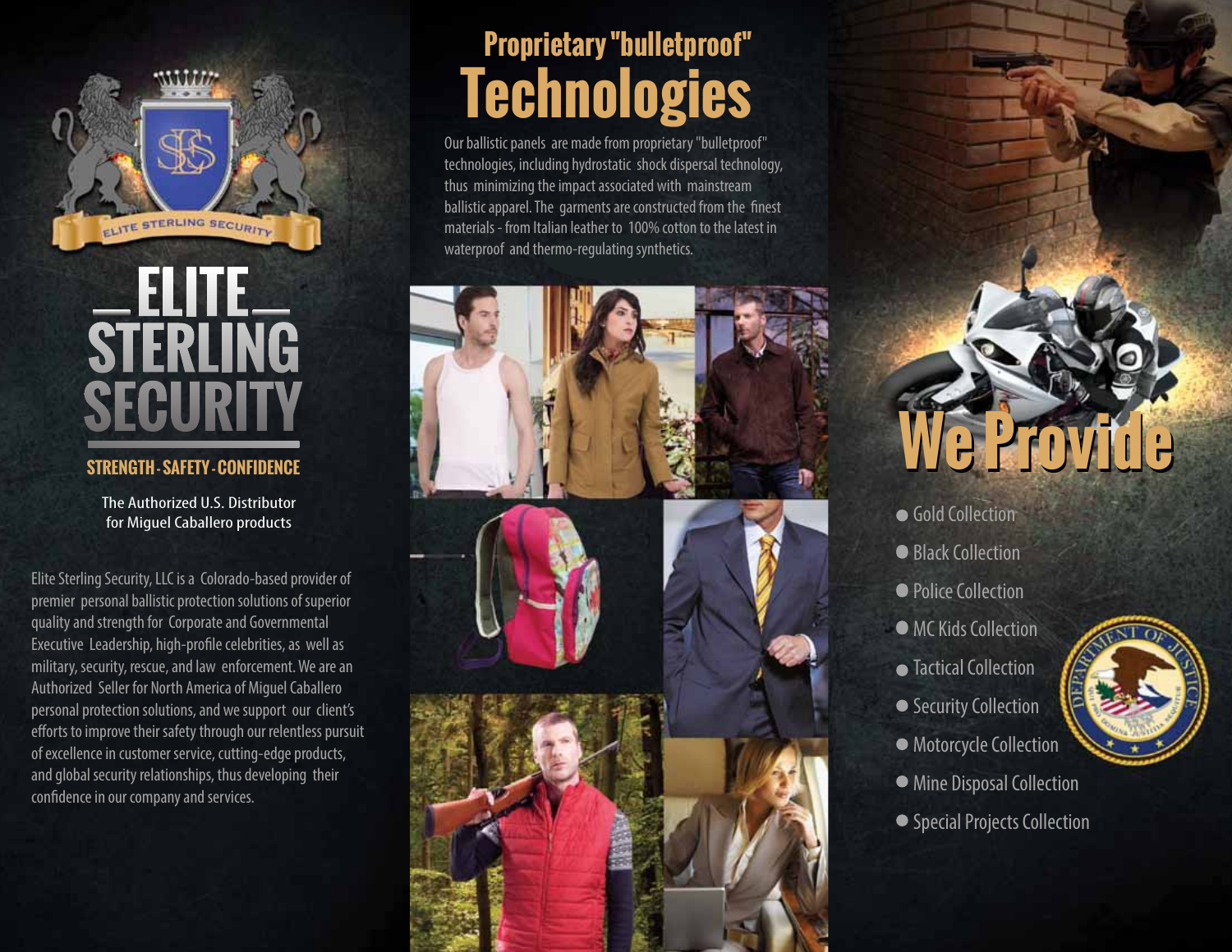# ELITE STERLING SECURITY

**STRENGTH - SAFETY - CONFIDENCE**

The Authorized U.S. Distributor for Miguel Caballero products

Elite Sterling Security, LLC is a Colorado-based provider of premier personal ballistic protection solutions of superior quality and strength for Corporate and Governmental Executive Leadership, high-profile celebrities, as well as military, security, rescue, and law enforcement. We are an Authorized Seller for North America of Miguel Caballero personal protection solutions, and we support our client's efforts to improve their safety through our relentless pursuit of excellence in customer service, cutting-edge products, and global security relationships, thus developing their confidence in our company and services.

## Proprietary "bulletproof" Technologies

Our ballistic panels are made from proprietary "bulletproof" technologies, including hydrostatic shock dispersal technology, thus minimizing the impact associated with mainstream ballistic apparel. The garments are constructed from the finest materials - from Italian leather to 100% cotton to the latest in waterproof and thermo-regulating synthetics.

## We Provide

- Gold Collection
- Black Collection
- Police Collection
- MC Kids Collection
- Tactical Collection
- Security Collection
- Motorcycle Collection
- Mine Disposal Collection
- Special Projects Collection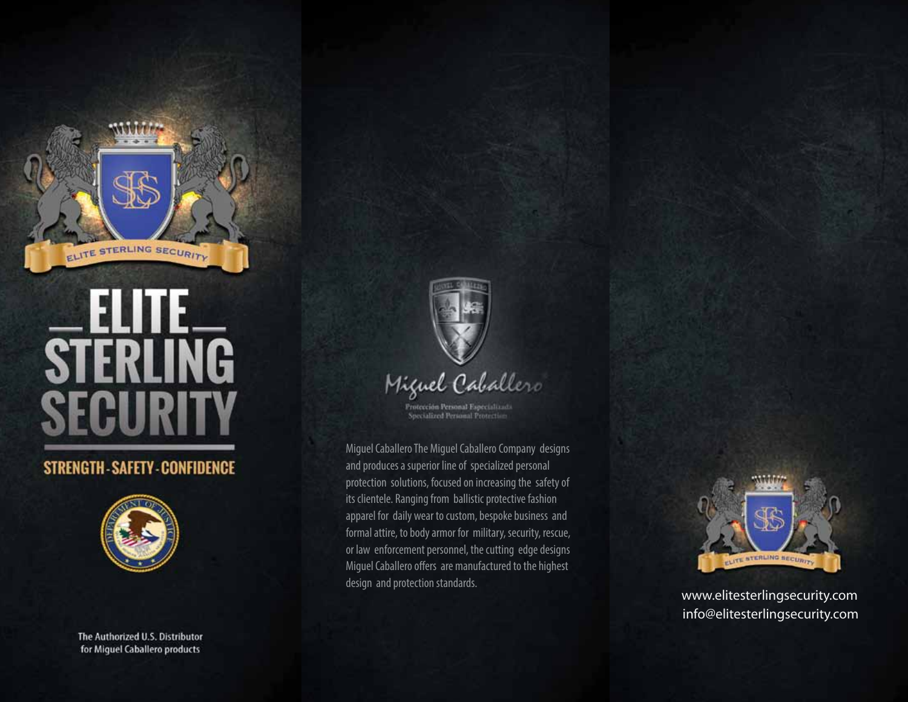ELITE STERLING SECURITY

# ELITE STERLING SECURITY

## STRENGTH - SAFETY - CONFIDENCE

The Authorized U.S. Distributor for Miguel Caballero products

Miguel Caballero

Protección Personal Especializada
Specialized Personal Protection

Miguel Caballero The Miguel Caballero Company designs and produces a superior line of specialized personal protection solutions, focused on increasing the safety of its clientele. Ranging from ballistic protective fashion apparel for daily wear to custom, bespoke business and formal attire, to body armor for military, security, rescue, or law enforcement personnel, the cutting edge designs Miguel Caballero offers are manufactured to the highest design and protection standards.

ELITE STERLING SECURITY

www.elitesterlingsecurity.com
info@elitesterlingsecurity.com